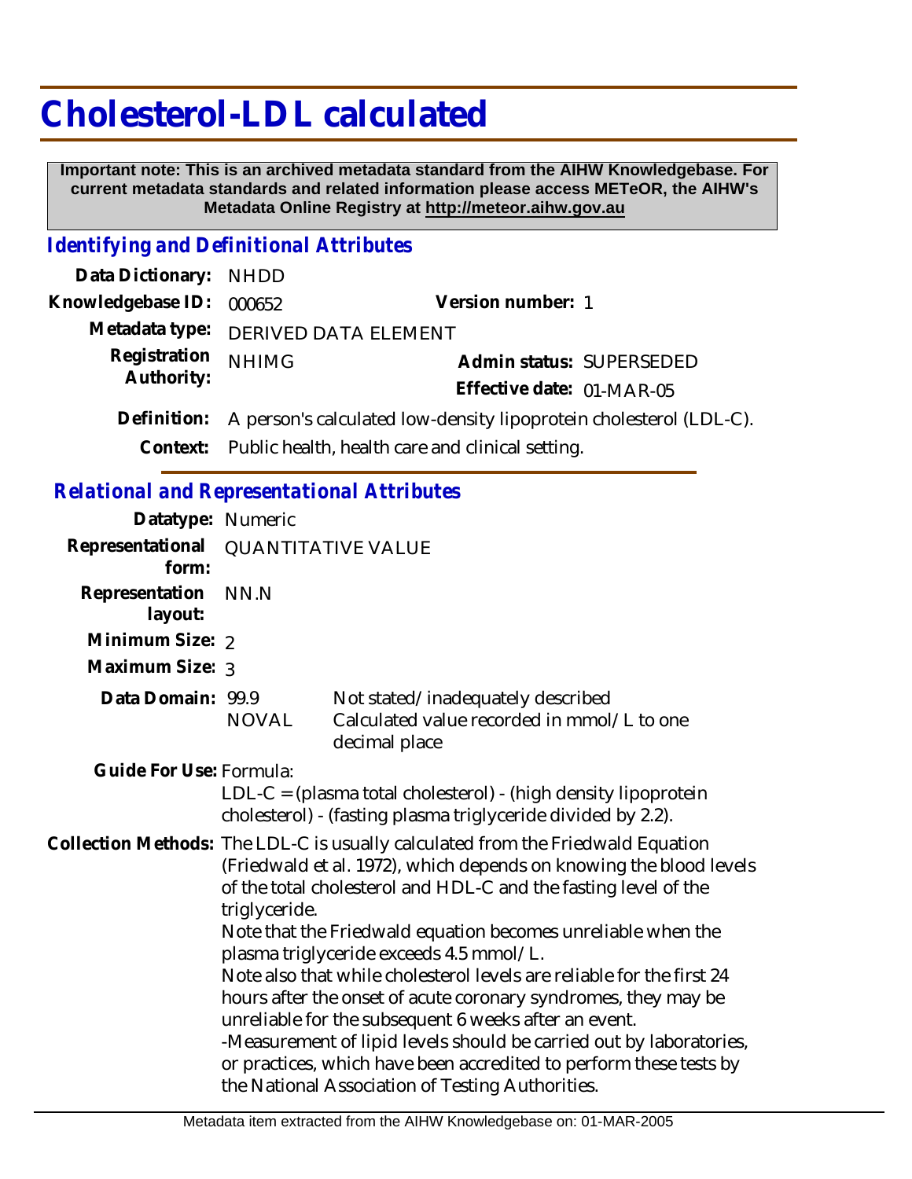# Cholesterol-LDL calculated

**Important note: This is an archived metadata standard from the AIHW Knowledgebase. For current metadata standards and related information please access METeOR, the AIHW's Metadata Online Registry at http://meteor.aihw.gov.au**

## *Identifying and Definitional Attributes*

**Data Dictionary:** NHDD

**Knowledgebase ID:** 000652

**Version number:** 1

**Metadata type:** DERIVED DATA ELEMENT

**Registration Authority:** NHIMG

**Admin status:** SUPERSEDED

**Effective date:** 01-MAR-05

**Definition:** A person's calculated low-density lipoprotein cholesterol (LDL-C).

**Context:** Public health, health care and clinical setting.

## *Relational and Representational Attributes*

**Datatype:** Numeric

**Representational form:** QUANTITATIVE VALUE

**Representation layout:** NN.N

**Minimum Size:** 2

**Maximum Size:** 3

**Data Domain:**

| | |
|---|---|
| 99.9 | Not stated/inadequately described |
| NOVAL | Calculated value recorded in mmol/L to one decimal place |

**Guide For Use:** Formula:

LDL-C = (plasma total cholesterol) - (high density lipoprotein cholesterol) - (fasting plasma triglyceride divided by 2.2).

**Collection Methods:** The LDL-C is usually calculated from the Friedwald Equation (Friedwald et al. 1972), which depends on knowing the blood levels of the total cholesterol and HDL-C and the fasting level of the triglyceride.

Note that the Friedwald equation becomes unreliable when the plasma triglyceride exceeds 4.5 mmol/L.

Note also that while cholesterol levels are reliable for the first 24 hours after the onset of acute coronary syndromes, they may be unreliable for the subsequent 6 weeks after an event.

-Measurement of lipid levels should be carried out by laboratories, or practices, which have been accredited to perform these tests by the National Association of Testing Authorities.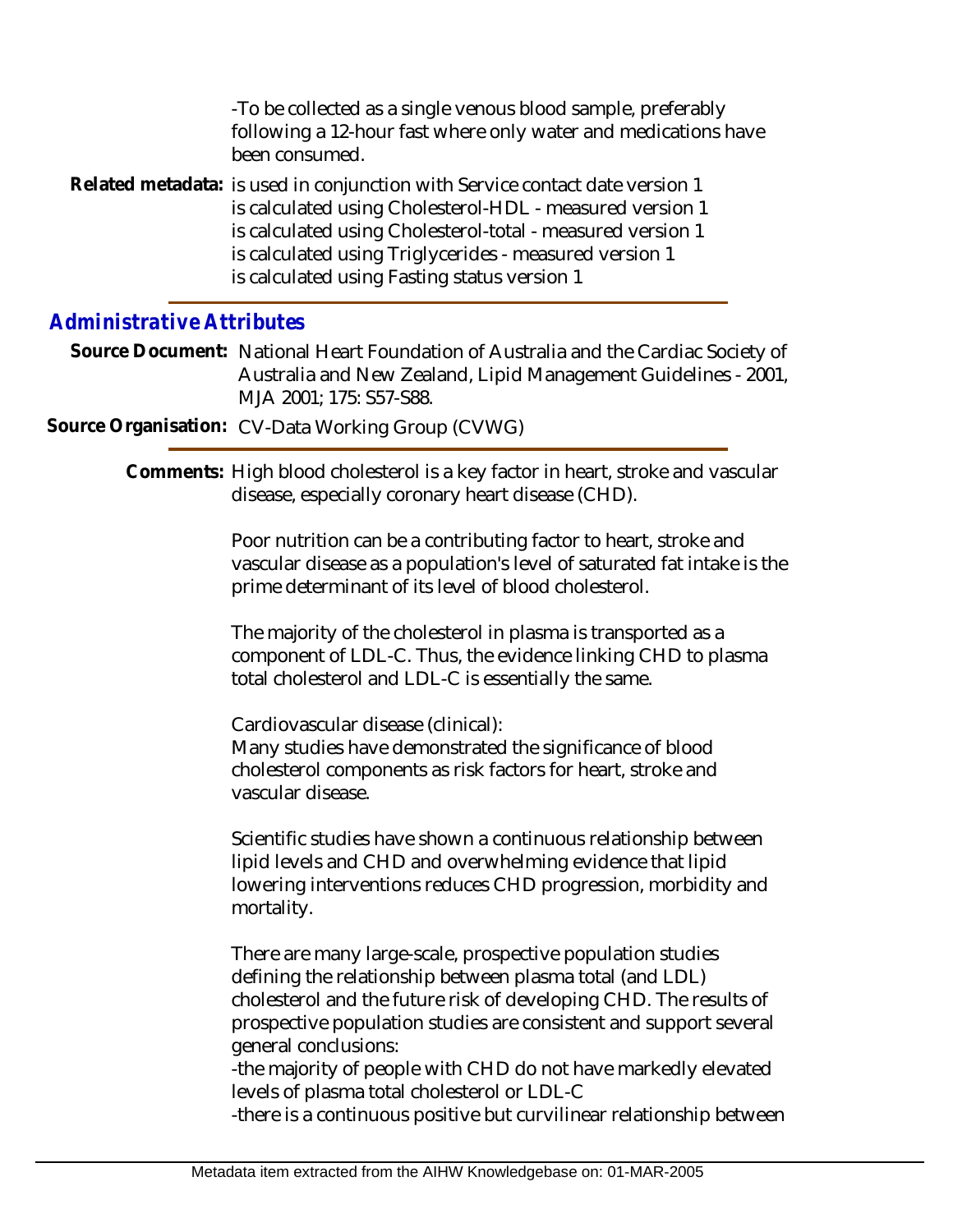-To be collected as a single venous blood sample, preferably following a 12-hour fast where only water and medications have been consumed.

**Related metadata:** is used in conjunction with Service contact date version 1
is calculated using Cholesterol-HDL - measured version 1
is calculated using Cholesterol-total - measured version 1
is calculated using Triglycerides - measured version 1
is calculated using Fasting status version 1

## *Administrative Attributes*

**Source Document:** National Heart Foundation of Australia and the Cardiac Society of Australia and New Zealand, Lipid Management Guidelines - 2001, MJA 2001; 175: S57-S88.

**Source Organisation:** CV-Data Working Group (CVWG)

**Comments:** High blood cholesterol is a key factor in heart, stroke and vascular disease, especially coronary heart disease (CHD).

Poor nutrition can be a contributing factor to heart, stroke and vascular disease as a population's level of saturated fat intake is the prime determinant of its level of blood cholesterol.

The majority of the cholesterol in plasma is transported as a component of LDL-C. Thus, the evidence linking CHD to plasma total cholesterol and LDL-C is essentially the same.

Cardiovascular disease (clinical):
Many studies have demonstrated the significance of blood cholesterol components as risk factors for heart, stroke and vascular disease.

Scientific studies have shown a continuous relationship between lipid levels and CHD and overwhelming evidence that lipid lowering interventions reduces CHD progression, morbidity and mortality.

There are many large-scale, prospective population studies defining the relationship between plasma total (and LDL) cholesterol and the future risk of developing CHD. The results of prospective population studies are consistent and support several general conclusions:
-the majority of people with CHD do not have markedly elevated levels of plasma total cholesterol or LDL-C
-there is a continuous positive but curvilinear relationship between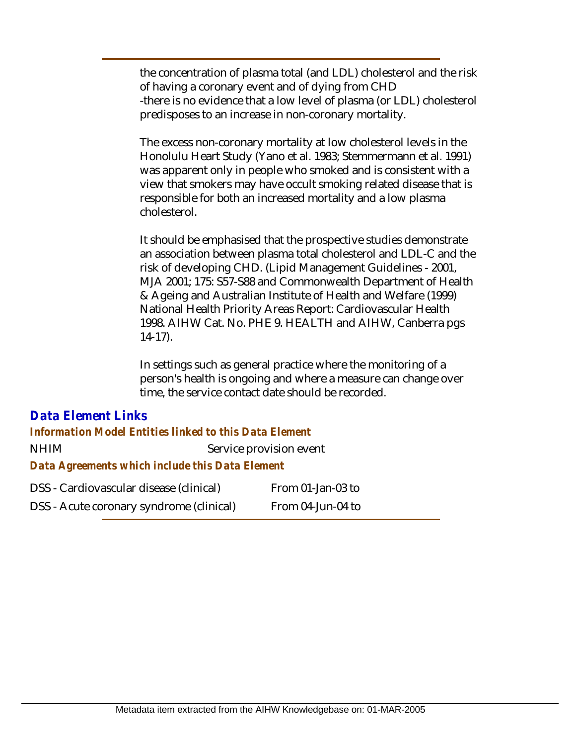the concentration of plasma total (and LDL) cholesterol and the risk of having a coronary event and of dying from CHD
-there is no evidence that a low level of plasma (or LDL) cholesterol predisposes to an increase in non-coronary mortality.

The excess non-coronary mortality at low cholesterol levels in the Honolulu Heart Study (Yano et al. 1983; Stemmermann et al. 1991) was apparent only in people who smoked and is consistent with a view that smokers may have occult smoking related disease that is responsible for both an increased mortality and a low plasma cholesterol.

It should be emphasised that the prospective studies demonstrate an association between plasma total cholesterol and LDL-C and the risk of developing CHD. (Lipid Management Guidelines - 2001, MJA 2001; 175: S57-S88 and Commonwealth Department of Health & Ageing and Australian Institute of Health and Welfare (1999) National Health Priority Areas Report: Cardiovascular Health 1998. AIHW Cat. No. PHE 9. HEALTH and AIHW, Canberra pgs 14-17).

In settings such as general practice where the monitoring of a person's health is ongoing and where a measure can change over time, the service contact date should be recorded.

## Data Element Links

### Information Model Entities linked to this Data Element

| | |
|---|---|
| NHIM | Service provision event |

### Data Agreements which include this Data Element

| | |
|---|---|
| DSS - Cardiovascular disease (clinical) | From 01-Jan-03 to |
| DSS - Acute coronary syndrome (clinical) | From 04-Jun-04 to |